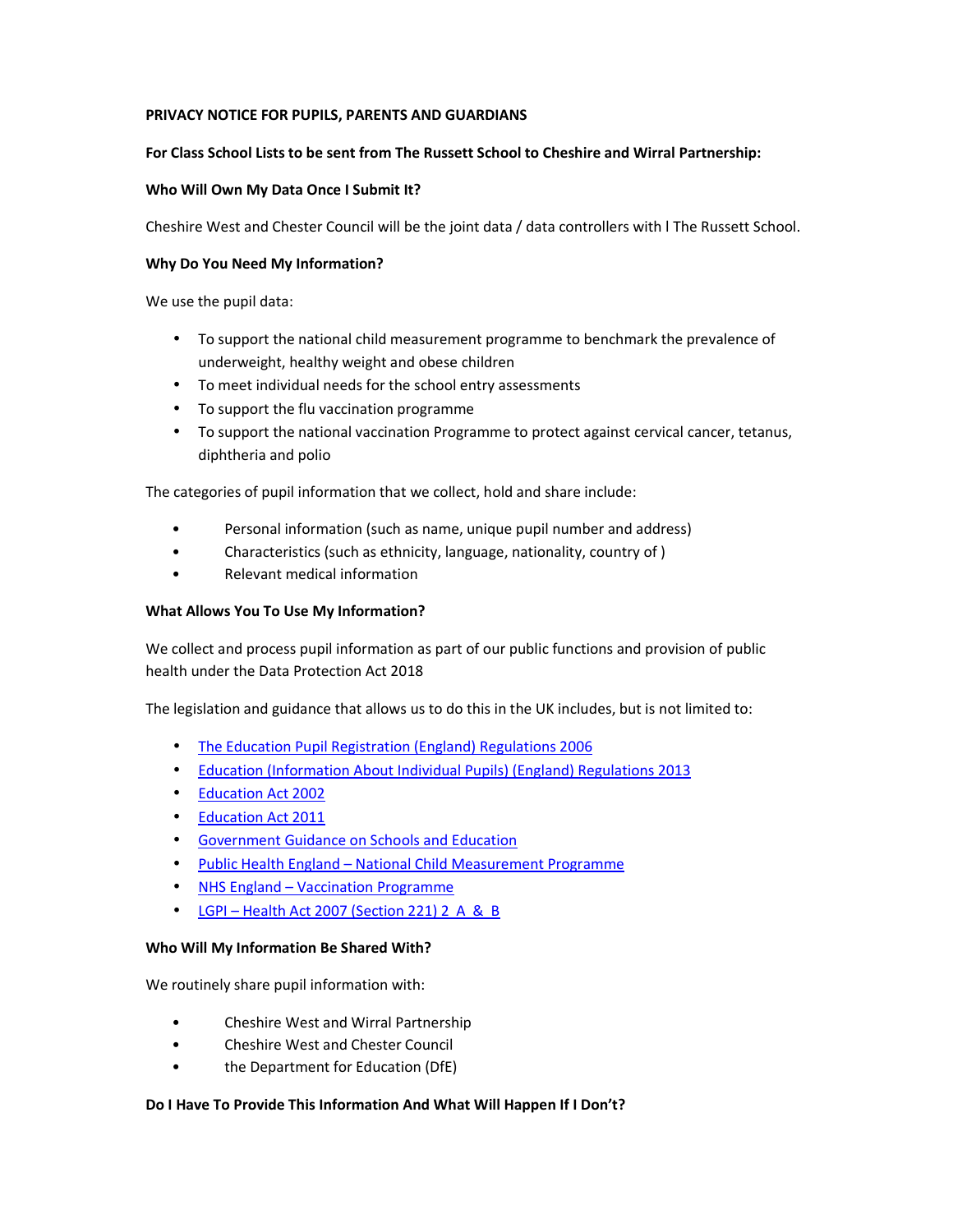**PRIVACY NOTICE FOR PUPILS, PARENTS AND GUARDIANS**

**For Class School Lists to be sent from The Russett School to Cheshire and Wirral Partnership:**

**Who Will Own My Data Once I Submit It?**

Cheshire West and Chester Council will be the joint data / data controllers with l The Russett School.

**Why Do You Need My Information?**

We use the pupil data:

- To support the national child measurement programme to benchmark the prevalence of underweight, healthy weight and obese children
- To meet individual needs for the school entry assessments
- To support the flu vaccination programme
- To support the national vaccination Programme to protect against cervical cancer, tetanus, diphtheria and polio

The categories of pupil information that we collect, hold and share include:

- Personal information (such as name, unique pupil number and address)
- Characteristics (such as ethnicity, language, nationality, country of )
- Relevant medical information

**What Allows You To Use My Information?**

We collect and process pupil information as part of our public functions and provision of public health under the Data Protection Act 2018

The legislation and guidance that allows us to do this in the UK includes, but is not limited to:

- The Education Pupil Registration (England) Regulations 2006
- Education (Information About Individual Pupils) (England) Regulations 2013
- Education Act 2002
- Education Act 2011
- Government Guidance on Schools and Education
- Public Health England – National Child Measurement Programme
- NHS England – Vaccination Programme
- LGPI – Health Act 2007 (Section 221) 2 A & B

**Who Will My Information Be Shared With?**

We routinely share pupil information with:

- Cheshire West and Wirral Partnership
- Cheshire West and Chester Council
- the Department for Education (DfE)

**Do I Have To Provide This Information And What Will Happen If I Don't?**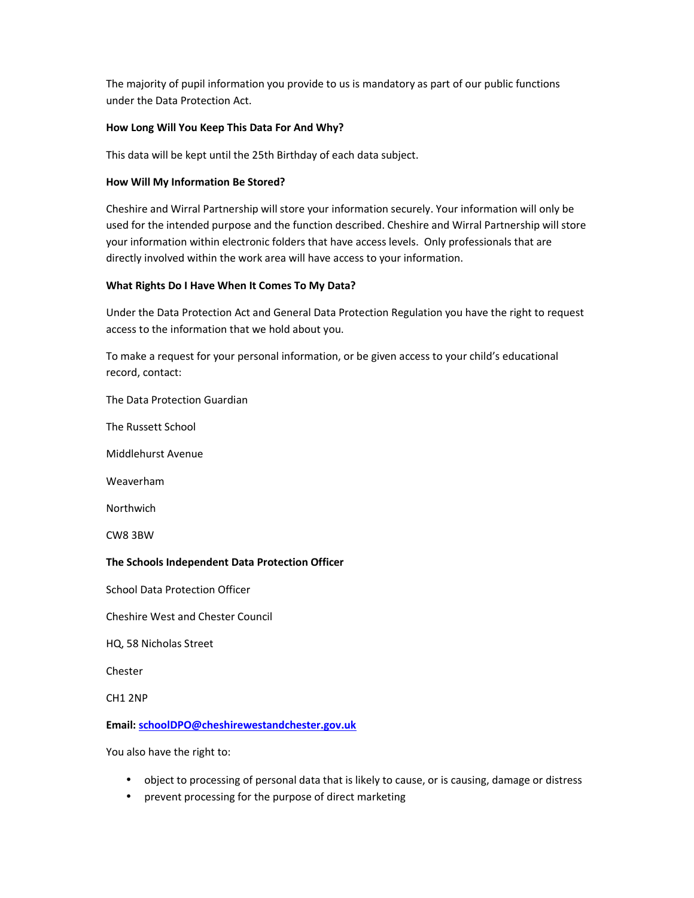The majority of pupil information you provide to us is mandatory as part of our public functions under the Data Protection Act.

**How Long Will You Keep This Data For And Why?**

This data will be kept until the 25th Birthday of each data subject.

**How Will My Information Be Stored?**

Cheshire and Wirral Partnership will store your information securely. Your information will only be used for the intended purpose and the function described. Cheshire and Wirral Partnership will store your information within electronic folders that have access levels. Only professionals that are directly involved within the work area will have access to your information.

**What Rights Do I Have When It Comes To My Data?**

Under the Data Protection Act and General Data Protection Regulation you have the right to request access to the information that we hold about you.

To make a request for your personal information, or be given access to your child's educational record, contact:

The Data Protection Guardian

The Russett School

Middlehurst Avenue

Weaverham

Northwich

CW8 3BW

**The Schools Independent Data Protection Officer**

School Data Protection Officer

Cheshire West and Chester Council

HQ, 58 Nicholas Street

Chester

CH1 2NP

**Email: schoolDPO@cheshirewestandchester.gov.uk**

You also have the right to:

- object to processing of personal data that is likely to cause, or is causing, damage or distress
- prevent processing for the purpose of direct marketing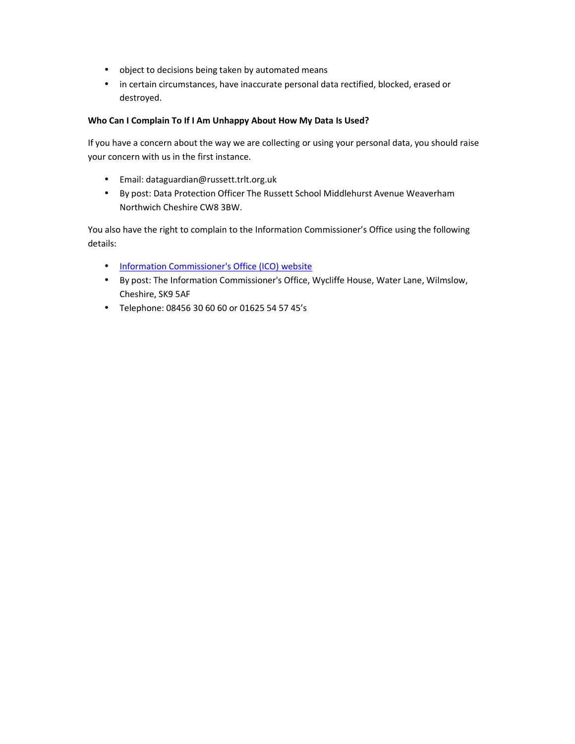- object to decisions being taken by automated means
- in certain circumstances, have inaccurate personal data rectified, blocked, erased or destroyed.

**Who Can I Complain To If I Am Unhappy About How My Data Is Used?**

If you have a concern about the way we are collecting or using your personal data, you should raise your concern with us in the first instance.

- Email: dataguardian@russett.trlt.org.uk
- By post: Data Protection Officer The Russett School Middlehurst Avenue Weaverham Northwich Cheshire CW8 3BW.

You also have the right to complain to the Information Commissioner's Office using the following details:

- Information Commissioner's Office (ICO) website
- By post: The Information Commissioner's Office, Wycliffe House, Water Lane, Wilmslow, Cheshire, SK9 5AF
- Telephone: 08456 30 60 60 or 01625 54 57 45's